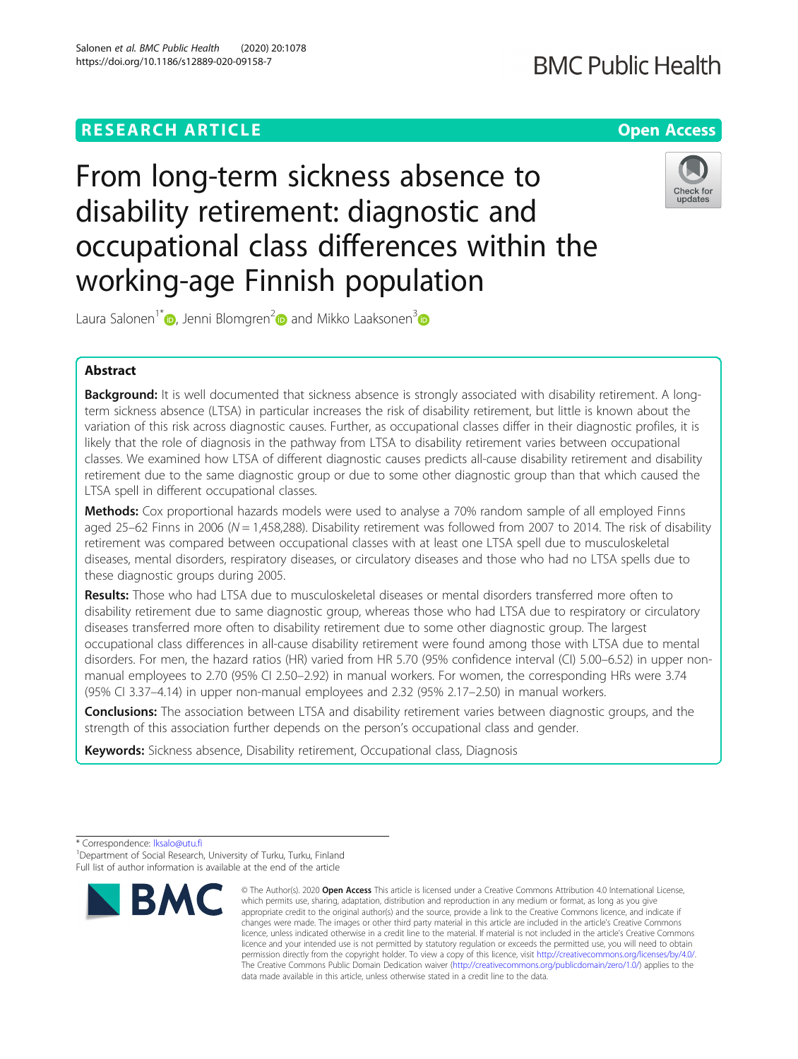RESEARCH ARTICLE

Open Access

# From long-term sickness absence to disability retirement: diagnostic and occupational class differences within the working-age Finnish population

Laura Salonen[1*], Jenni Blomgren[2] and Mikko Laaksonen[3]

## Abstract

**Background:** It is well documented that sickness absence is strongly associated with disability retirement. A long-term sickness absence (LTSA) in particular increases the risk of disability retirement, but little is known about the variation of this risk across diagnostic causes. Further, as occupational classes differ in their diagnostic profiles, it is likely that the role of diagnosis in the pathway from LTSA to disability retirement varies between occupational classes. We examined how LTSA of different diagnostic causes predicts all-cause disability retirement and disability retirement due to the same diagnostic group or due to some other diagnostic group than that which caused the LTSA spell in different occupational classes.

**Methods:** Cox proportional hazards models were used to analyse a 70% random sample of all employed Finns aged 25–62 Finns in 2006 ($N = 1,458,288$). Disability retirement was followed from 2007 to 2014. The risk of disability retirement was compared between occupational classes with at least one LTSA spell due to musculoskeletal diseases, mental disorders, respiratory diseases, or circulatory diseases and those who had no LTSA spells due to these diagnostic groups during 2005.

**Results:** Those who had LTSA due to musculoskeletal diseases or mental disorders transferred more often to disability retirement due to same diagnostic group, whereas those who had LTSA due to respiratory or circulatory diseases transferred more often to disability retirement due to some other diagnostic group. The largest occupational class differences in all-cause disability retirement were found among those with LTSA due to mental disorders. For men, the hazard ratios (HR) varied from HR 5.70 (95% confidence interval (CI) 5.00–6.52) in upper non-manual employees to 2.70 (95% CI 2.50–2.92) in manual workers. For women, the corresponding HRs were 3.74 (95% CI 3.37–4.14) in upper non-manual employees and 2.32 (95% 2.17–2.50) in manual workers.

**Conclusions:** The association between LTSA and disability retirement varies between diagnostic groups, and the strength of this association further depends on the person's occupational class and gender.

**Keywords:** Sickness absence, Disability retirement, Occupational class, Diagnosis

---

\* Correspondence: lksalo@utu.fi

[1]Department of Social Research, University of Turku, Turku, Finland

Full list of author information is available at the end of the article

© The Author(s). 2020 **Open Access** This article is licensed under a Creative Commons Attribution 4.0 International License, which permits use, sharing, adaptation, distribution and reproduction in any medium or format, as long as you give appropriate credit to the original author(s) and the source, provide a link to the Creative Commons licence, and indicate if changes were made. The images or other third party material in this article are included in the article's Creative Commons licence, unless indicated otherwise in a credit line to the material. If material is not included in the article's Creative Commons licence and your intended use is not permitted by statutory regulation or exceeds the permitted use, you will need to obtain permission directly from the copyright holder. To view a copy of this licence, visit http://creativecommons.org/licenses/by/4.0/. The Creative Commons Public Domain Dedication waiver (http://creativecommons.org/publicdomain/zero/1.0/) applies to the data made available in this article, unless otherwise stated in a credit line to the data.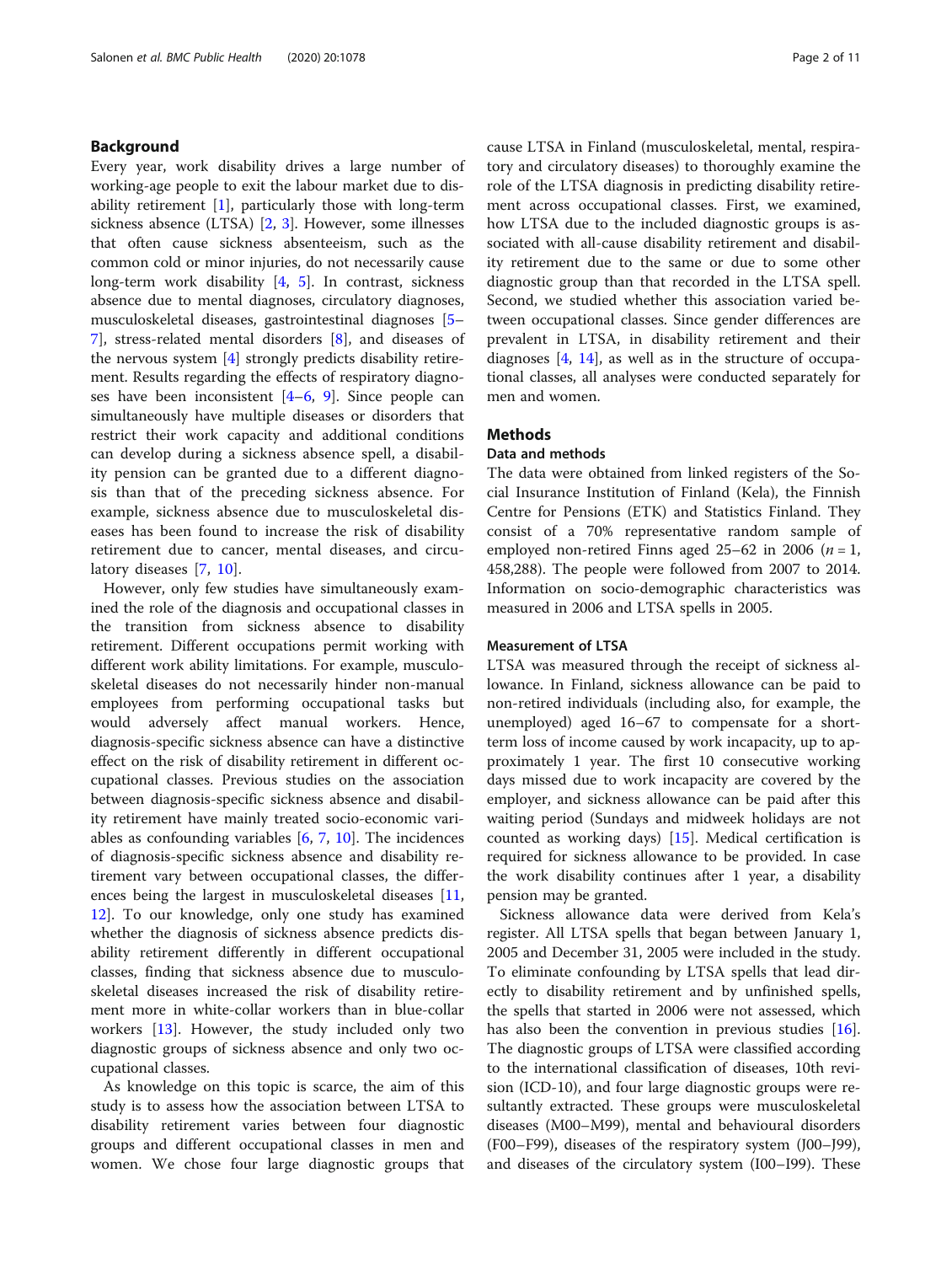## Background

Every year, work disability drives a large number of working-age people to exit the labour market due to disability retirement [1], particularly those with long-term sickness absence (LTSA) [2, 3]. However, some illnesses that often cause sickness absenteeism, such as the common cold or minor injuries, do not necessarily cause long-term work disability [4, 5]. In contrast, sickness absence due to mental diagnoses, circulatory diagnoses, musculoskeletal diseases, gastrointestinal diagnoses [5–7], stress-related mental disorders [8], and diseases of the nervous system [4] strongly predicts disability retirement. Results regarding the effects of respiratory diagnoses have been inconsistent [4–6, 9]. Since people can simultaneously have multiple diseases or disorders that restrict their work capacity and additional conditions can develop during a sickness absence spell, a disability pension can be granted due to a different diagnosis than that of the preceding sickness absence. For example, sickness absence due to musculoskeletal diseases has been found to increase the risk of disability retirement due to cancer, mental diseases, and circulatory diseases [7, 10].

However, only few studies have simultaneously examined the role of the diagnosis and occupational classes in the transition from sickness absence to disability retirement. Different occupations permit working with different work ability limitations. For example, musculoskeletal diseases do not necessarily hinder non-manual employees from performing occupational tasks but would adversely affect manual workers. Hence, diagnosis-specific sickness absence can have a distinctive effect on the risk of disability retirement in different occupational classes. Previous studies on the association between diagnosis-specific sickness absence and disability retirement have mainly treated socio-economic variables as confounding variables [6, 7, 10]. The incidences of diagnosis-specific sickness absence and disability retirement vary between occupational classes, the differences being the largest in musculoskeletal diseases [11, 12]. To our knowledge, only one study has examined whether the diagnosis of sickness absence predicts disability retirement differently in different occupational classes, finding that sickness absence due to musculoskeletal diseases increased the risk of disability retirement more in white-collar workers than in blue-collar workers [13]. However, the study included only two diagnostic groups of sickness absence and only two occupational classes.

As knowledge on this topic is scarce, the aim of this study is to assess how the association between LTSA to disability retirement varies between four diagnostic groups and different occupational classes in men and women. We chose four large diagnostic groups that cause LTSA in Finland (musculoskeletal, mental, respiratory and circulatory diseases) to thoroughly examine the role of the LTSA diagnosis in predicting disability retirement across occupational classes. First, we examined, how LTSA due to the included diagnostic groups is associated with all-cause disability retirement and disability retirement due to the same or due to some other diagnostic group than that recorded in the LTSA spell. Second, we studied whether this association varied between occupational classes. Since gender differences are prevalent in LTSA, in disability retirement and their diagnoses [4, 14], as well as in the structure of occupational classes, all analyses were conducted separately for men and women.

## Methods

### Data and methods

The data were obtained from linked registers of the Social Insurance Institution of Finland (Kela), the Finnish Centre for Pensions (ETK) and Statistics Finland. They consist of a 70% representative random sample of employed non-retired Finns aged 25–62 in 2006 ($n = 1,458,288$). The people were followed from 2007 to 2014. Information on socio-demographic characteristics was measured in 2006 and LTSA spells in 2005.

### Measurement of LTSA

LTSA was measured through the receipt of sickness allowance. In Finland, sickness allowance can be paid to non-retired individuals (including also, for example, the unemployed) aged 16–67 to compensate for a short-term loss of income caused by work incapacity, up to approximately 1 year. The first 10 consecutive working days missed due to work incapacity are covered by the employer, and sickness allowance can be paid after this waiting period (Sundays and midweek holidays are not counted as working days) [15]. Medical certification is required for sickness allowance to be provided. In case the work disability continues after 1 year, a disability pension may be granted.

Sickness allowance data were derived from Kela's register. All LTSA spells that began between January 1, 2005 and December 31, 2005 were included in the study. To eliminate confounding by LTSA spells that lead directly to disability retirement and by unfinished spells, the spells that started in 2006 were not assessed, which has also been the convention in previous studies [16]. The diagnostic groups of LTSA were classified according to the international classification of diseases, 10th revision (ICD-10), and four large diagnostic groups were resultantly extracted. These groups were musculoskeletal diseases (M00–M99), mental and behavioural disorders (F00–F99), diseases of the respiratory system (J00–J99), and diseases of the circulatory system (I00–I99). These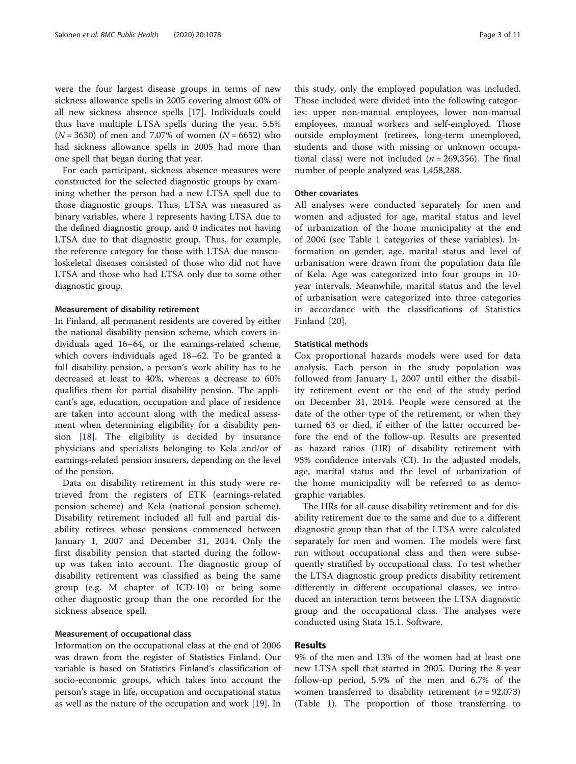were the four largest disease groups in terms of new sickness allowance spells in 2005 covering almost 60% of all new sickness absence spells [17]. Individuals could thus have multiple LTSA spells during the year. 5.5% ($N = 3630$) of men and 7.07% of women ($N = 6652$) who had sickness allowance spells in 2005 had more than one spell that began during that year.

For each participant, sickness absence measures were constructed for the selected diagnostic groups by examining whether the person had a new LTSA spell due to those diagnostic groups. Thus, LTSA was measured as binary variables, where 1 represents having LTSA due to the defined diagnostic group, and 0 indicates not having LTSA due to that diagnostic group. Thus, for example, the reference category for those with LTSA due musculoskeletal diseases consisted of those who did not have LTSA and those who had LTSA only due to some other diagnostic group.

#### Measurement of disability retirement

In Finland, all permanent residents are covered by either the national disability pension scheme, which covers individuals aged 16–64, or the earnings-related scheme, which covers individuals aged 18–62. To be granted a full disability pension, a person's work ability has to be decreased at least to 40%, whereas a decrease to 60% qualifies them for partial disability pension. The applicant's age, education, occupation and place of residence are taken into account along with the medical assessment when determining eligibility for a disability pension [18]. The eligibility is decided by insurance physicians and specialists belonging to Kela and/or of earnings-related pension insurers, depending on the level of the pension.

Data on disability retirement in this study were retrieved from the registers of ETK (earnings-related pension scheme) and Kela (national pension scheme). Disability retirement included all full and partial disability retirees whose pensions commenced between January 1, 2007 and December 31, 2014. Only the first disability pension that started during the follow-up was taken into account. The diagnostic group of disability retirement was classified as being the same group (e.g. M chapter of ICD-10) or being some other diagnostic group than the one recorded for the sickness absence spell.

#### Measurement of occupational class

Information on the occupational class at the end of 2006 was drawn from the register of Statistics Finland. Our variable is based on Statistics Finland's classification of socio-economic groups, which takes into account the person's stage in life, occupation and occupational status as well as the nature of the occupation and work [19]. In this study, only the employed population was included. Those included were divided into the following categories: upper non-manual employees, lower non-manual employees, manual workers and self-employed. Those outside employment (retirees, long-term unemployed, students and those with missing or unknown occupational class) were not included ($n = 269{,}356$). The final number of people analyzed was 1,458,288.

#### Other covariates

All analyses were conducted separately for men and women and adjusted for age, marital status and level of urbanization of the home municipality at the end of 2006 (see Table 1 categories of these variables). Information on gender, age, marital status and level of urbanisation were drawn from the population data file of Kela. Age was categorized into four groups in 10-year intervals. Meanwhile, marital status and the level of urbanisation were categorized into three categories in accordance with the classifications of Statistics Finland [20].

#### Statistical methods

Cox proportional hazards models were used for data analysis. Each person in the study population was followed from January 1, 2007 until either the disability retirement event or the end of the study period on December 31, 2014. People were censored at the date of the other type of the retirement, or when they turned 63 or died, if either of the latter occurred before the end of the follow-up. Results are presented as hazard ratios (HR) of disability retirement with 95% confidence intervals (CI). In the adjusted models, age, marital status and the level of urbanization of the home municipality will be referred to as demographic variables.

The HRs for all-cause disability retirement and for disability retirement due to the same and due to a different diagnostic group than that of the LTSA were calculated separately for men and women. The models were first run without occupational class and then were subsequently stratified by occupational class. To test whether the LTSA diagnostic group predicts disability retirement differently in different occupational classes, we introduced an interaction term between the LTSA diagnostic group and the occupational class. The analyses were conducted using Stata 15.1. Software.

## Results

9% of the men and 13% of the women had at least one new LTSA spell that started in 2005. During the 8-year follow-up period, 5.9% of the men and 6.7% of the women transferred to disability retirement ($n = 92{,}073$) (Table 1). The proportion of those transferring to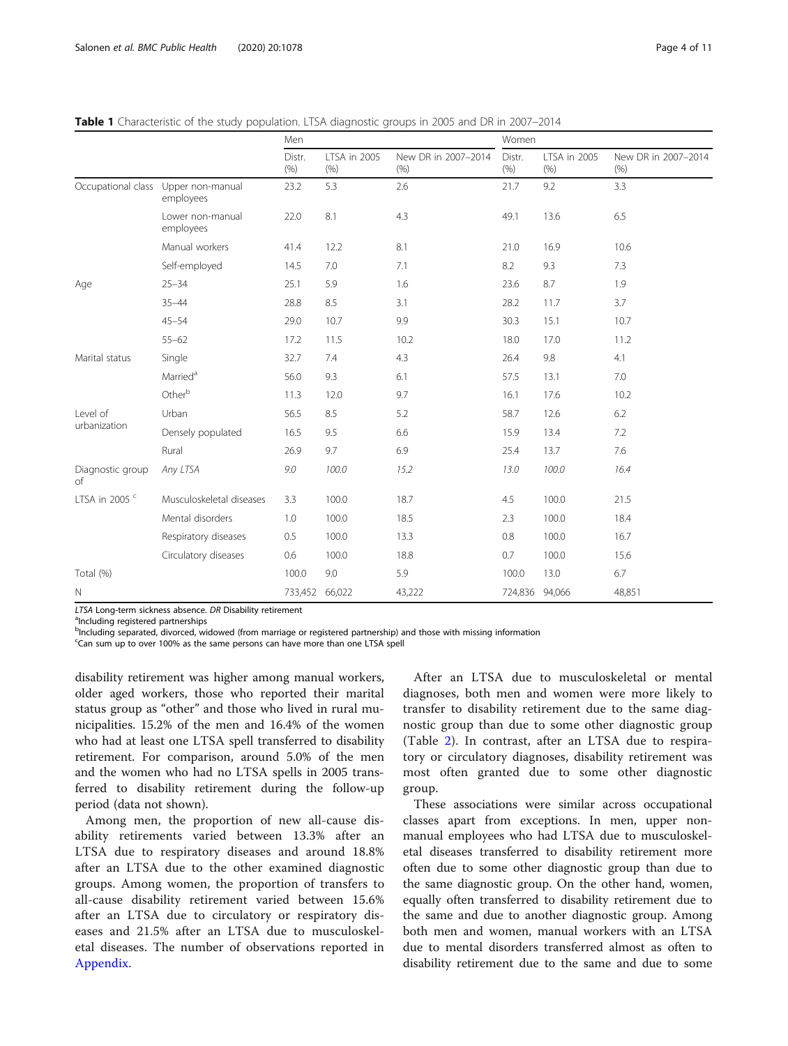**Table 1** Characteristic of the study population. LTSA diagnostic groups in 2005 and DR in 2007–2014

| | | Men | | | Women | | |
|---|---|---|---|---|---|---|---|
| | | Distr. (%) | LTSA in 2005 (%) | New DR in 2007–2014 (%) | Distr. (%) | LTSA in 2005 (%) | New DR in 2007–2014 (%) |
| Occupational class | Upper non-manual employees | 23.2 | 5.3 | 2.6 | 21.7 | 9.2 | 3.3 |
| | Lower non-manual employees | 22.0 | 8.1 | 4.3 | 49.1 | 13.6 | 6.5 |
| | Manual workers | 41.4 | 12.2 | 8.1 | 21.0 | 16.9 | 10.6 |
| | Self-employed | 14.5 | 7.0 | 7.1 | 8.2 | 9.3 | 7.3 |
| Age | 25–34 | 25.1 | 5.9 | 1.6 | 23.6 | 8.7 | 1.9 |
| | 35–44 | 28.8 | 8.5 | 3.1 | 28.2 | 11.7 | 3.7 |
| | 45–54 | 29.0 | 10.7 | 9.9 | 30.3 | 15.1 | 10.7 |
| | 55–62 | 17.2 | 11.5 | 10.2 | 18.0 | 17.0 | 11.2 |
| Marital status | Single | 32.7 | 7.4 | 4.3 | 26.4 | 9.8 | 4.1 |
| | Married[a] | 56.0 | 9.3 | 6.1 | 57.5 | 13.1 | 7.0 |
| | Other[b] | 11.3 | 12.0 | 9.7 | 16.1 | 17.6 | 10.2 |
| Level of urbanization | Urban | 56.5 | 8.5 | 5.2 | 58.7 | 12.6 | 6.2 |
| | Densely populated | 16.5 | 9.5 | 6.6 | 15.9 | 13.4 | 7.2 |
| | Rural | 26.9 | 9.7 | 6.9 | 25.4 | 13.7 | 7.6 |
| Diagnostic group of | *Any LTSA* | *9.0* | *100.0* | *15.2* | *13.0* | *100.0* | *16.4* |
| LTSA in 2005 [c] | Musculoskeletal diseases | 3.3 | 100.0 | 18.7 | 4.5 | 100.0 | 21.5 |
| | Mental disorders | 1.0 | 100.0 | 18.5 | 2.3 | 100.0 | 18.4 |
| | Respiratory diseases | 0.5 | 100.0 | 13.3 | 0.8 | 100.0 | 16.7 |
| | Circulatory diseases | 0.6 | 100.0 | 18.8 | 0.7 | 100.0 | 15.6 |
| Total (%) | | 100.0 | 9.0 | 5.9 | 100.0 | 13.0 | 6.7 |
| N | | 733,452 | 66,022 | 43,222 | 724,836 | 94,066 | 48,851 |

*LTSA* Long-term sickness absence. *DR* Disability retirement
[a]Including registered partnerships
[b]Including separated, divorced, widowed (from marriage or registered partnership) and those with missing information
[c]Can sum up to over 100% as the same persons can have more than one LTSA spell

disability retirement was higher among manual workers, older aged workers, those who reported their marital status group as "other" and those who lived in rural municipalities. 15.2% of the men and 16.4% of the women who had at least one LTSA spell transferred to disability retirement. For comparison, around 5.0% of the men and the women who had no LTSA spells in 2005 transferred to disability retirement during the follow-up period (data not shown).

Among men, the proportion of new all-cause disability retirements varied between 13.3% after an LTSA due to respiratory diseases and around 18.8% after an LTSA due to the other examined diagnostic groups. Among women, the proportion of transfers to all-cause disability retirement varied between 15.6% after an LTSA due to circulatory or respiratory diseases and 21.5% after an LTSA due to musculoskeletal diseases. The number of observations reported in Appendix.

After an LTSA due to musculoskeletal or mental diagnoses, both men and women were more likely to transfer to disability retirement due to the same diagnostic group than due to some other diagnostic group (Table 2). In contrast, after an LTSA due to respiratory or circulatory diagnoses, disability retirement was most often granted due to some other diagnostic group.

These associations were similar across occupational classes apart from exceptions. In men, upper non-manual employees who had LTSA due to musculoskeletal diseases transferred to disability retirement more often due to some other diagnostic group than due to the same diagnostic group. On the other hand, women, equally often transferred to disability retirement due to the same and due to another diagnostic group. Among both men and women, manual workers with an LTSA due to mental disorders transferred almost as often to disability retirement due to the same and due to some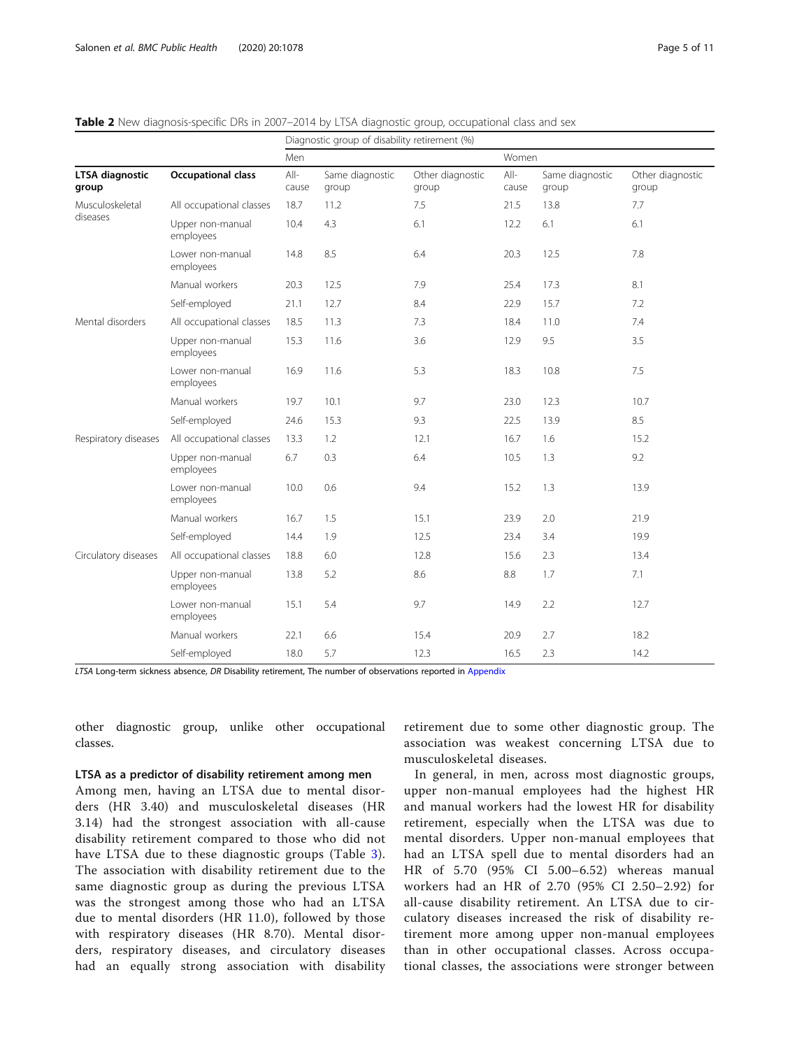**Table 2** New diagnosis-specific DRs in 2007–2014 by LTSA diagnostic group, occupational class and sex

| | | Diagnostic group of disability retirement (%) | | | | | |
|---|---|---|---|---|---|---|---|
| | | Men | | | Women | | |
| **LTSA diagnostic group** | **Occupational class** | All-cause | Same diagnostic group | Other diagnostic group | All-cause | Same diagnostic group | Other diagnostic group |
| Musculoskeletal diseases | All occupational classes | 18.7 | 11.2 | 7.5 | 21.5 | 13.8 | 7.7 |
| | Upper non-manual employees | 10.4 | 4.3 | 6.1 | 12.2 | 6.1 | 6.1 |
| | Lower non-manual employees | 14.8 | 8.5 | 6.4 | 20.3 | 12.5 | 7.8 |
| | Manual workers | 20.3 | 12.5 | 7.9 | 25.4 | 17.3 | 8.1 |
| | Self-employed | 21.1 | 12.7 | 8.4 | 22.9 | 15.7 | 7.2 |
| Mental disorders | All occupational classes | 18.5 | 11.3 | 7.3 | 18.4 | 11.0 | 7.4 |
| | Upper non-manual employees | 15.3 | 11.6 | 3.6 | 12.9 | 9.5 | 3.5 |
| | Lower non-manual employees | 16.9 | 11.6 | 5.3 | 18.3 | 10.8 | 7.5 |
| | Manual workers | 19.7 | 10.1 | 9.7 | 23.0 | 12.3 | 10.7 |
| | Self-employed | 24.6 | 15.3 | 9.3 | 22.5 | 13.9 | 8.5 |
| Respiratory diseases | All occupational classes | 13.3 | 1.2 | 12.1 | 16.7 | 1.6 | 15.2 |
| | Upper non-manual employees | 6.7 | 0.3 | 6.4 | 10.5 | 1.3 | 9.2 |
| | Lower non-manual employees | 10.0 | 0.6 | 9.4 | 15.2 | 1.3 | 13.9 |
| | Manual workers | 16.7 | 1.5 | 15.1 | 23.9 | 2.0 | 21.9 |
| | Self-employed | 14.4 | 1.9 | 12.5 | 23.4 | 3.4 | 19.9 |
| Circulatory diseases | All occupational classes | 18.8 | 6.0 | 12.8 | 15.6 | 2.3 | 13.4 |
| | Upper non-manual employees | 13.8 | 5.2 | 8.6 | 8.8 | 1.7 | 7.1 |
| | Lower non-manual employees | 15.1 | 5.4 | 9.7 | 14.9 | 2.2 | 12.7 |
| | Manual workers | 22.1 | 6.6 | 15.4 | 20.9 | 2.7 | 18.2 |
| | Self-employed | 18.0 | 5.7 | 12.3 | 16.5 | 2.3 | 14.2 |

*LTSA* Long-term sickness absence, *DR* Disability retirement, The number of observations reported in Appendix

other diagnostic group, unlike other occupational classes.

### LTSA as a predictor of disability retirement among men

Among men, having an LTSA due to mental disorders (HR 3.40) and musculoskeletal diseases (HR 3.14) had the strongest association with all-cause disability retirement compared to those who did not have LTSA due to these diagnostic groups (Table 3). The association with disability retirement due to the same diagnostic group as during the previous LTSA was the strongest among those who had an LTSA due to mental disorders (HR 11.0), followed by those with respiratory diseases (HR 8.70). Mental disorders, respiratory diseases, and circulatory diseases had an equally strong association with disability retirement due to some other diagnostic group. The association was weakest concerning LTSA due to musculoskeletal diseases.

In general, in men, across most diagnostic groups, upper non-manual employees had the highest HR and manual workers had the lowest HR for disability retirement, especially when the LTSA was due to mental disorders. Upper non-manual employees that had an LTSA spell due to mental disorders had an HR of 5.70 (95% CI 5.00–6.52) whereas manual workers had an HR of 2.70 (95% CI 2.50–2.92) for all-cause disability retirement. An LTSA due to circulatory diseases increased the risk of disability retirement more among upper non-manual employees than in other occupational classes. Across occupational classes, the associations were stronger between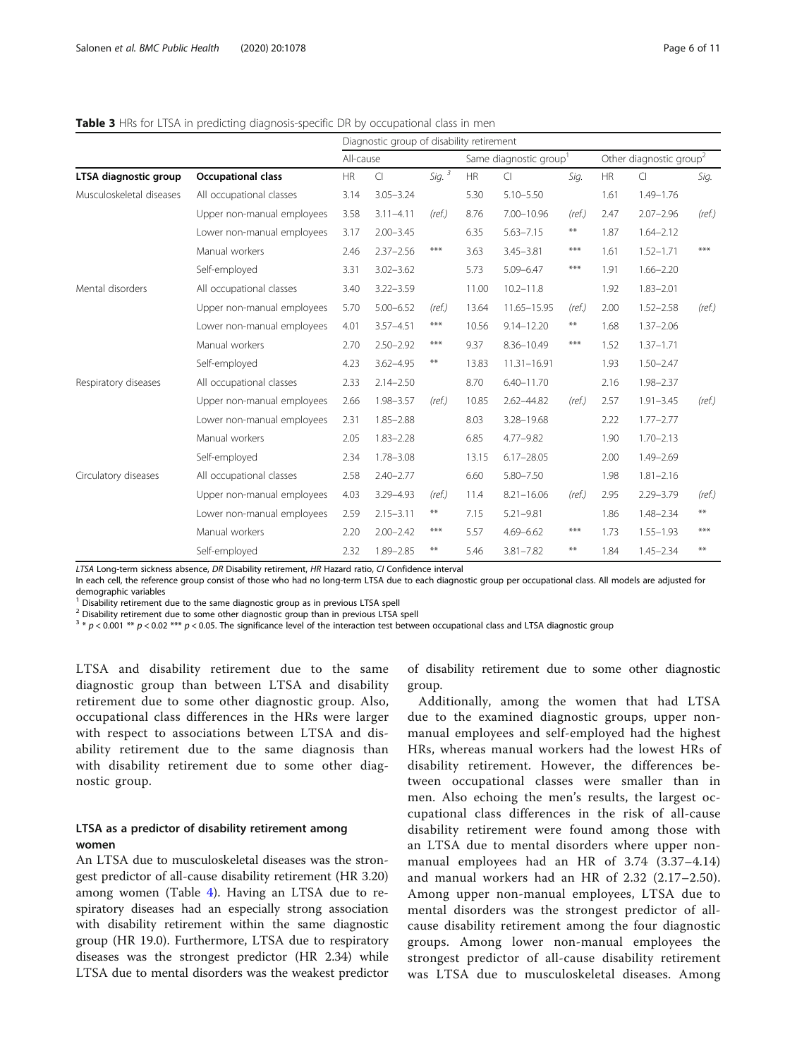**Table 3** HRs for LTSA in predicting diagnosis-specific DR by occupational class in men

| | | Diagnostic group of disability retirement | | | | | | | | |
|---|---|---|---|---|---|---|---|---|---|---|
| | | All-cause | | | Same diagnostic group[1] | | | Other diagnostic group[2] | | |
| **LTSA diagnostic group** | **Occupational class** | HR | CI | Sig. [3] | HR | CI | Sig. | HR | CI | Sig. |
| Musculoskeletal diseases | All occupational classes | 3.14 | 3.05–3.24 | | 5.30 | 5.10–5.50 | | 1.61 | 1.49–1.76 | |
| | Upper non-manual employees | 3.58 | 3.11–4.11 | (ref.) | 8.76 | 7.00–10.96 | (ref.) | 2.47 | 2.07–2.96 | (ref.) |
| | Lower non-manual employees | 3.17 | 2.00–3.45 | | 6.35 | 5.63–7.15 | ** | 1.87 | 1.64–2.12 | |
| | Manual workers | 2.46 | 2.37–2.56 | *** | 3.63 | 3.45–3.81 | *** | 1.61 | 1.52–1.71 | *** |
| | Self-employed | 3.31 | 3.02–3.62 | | 5.73 | 5.09–6.47 | *** | 1.91 | 1.66–2.20 | |
| Mental disorders | All occupational classes | 3.40 | 3.22–3.59 | | 11.00 | 10.2–11.8 | | 1.92 | 1.83–2.01 | |
| | Upper non-manual employees | 5.70 | 5.00–6.52 | (ref.) | 13.64 | 11.65–15.95 | (ref.) | 2.00 | 1.52–2.58 | (ref.) |
| | Lower non-manual employees | 4.01 | 3.57–4.51 | *** | 10.56 | 9.14–12.20 | ** | 1.68 | 1.37–2.06 | |
| | Manual workers | 2.70 | 2.50–2.92 | *** | 9.37 | 8.36–10.49 | *** | 1.52 | 1.37–1.71 | |
| | Self-employed | 4.23 | 3.62–4.95 | ** | 13.83 | 11.31–16.91 | | 1.93 | 1.50–2.47 | |
| Respiratory diseases | All occupational classes | 2.33 | 2.14–2.50 | | 8.70 | 6.40–11.70 | | 2.16 | 1.98–2.37 | |
| | Upper non-manual employees | 2.66 | 1.98–3.57 | (ref.) | 10.85 | 2.62–44.82 | (ref.) | 2.57 | 1.91–3.45 | (ref.) |
| | Lower non-manual employees | 2.31 | 1.85–2.88 | | 8.03 | 3.28–19.68 | | 2.22 | 1.77–2.77 | |
| | Manual workers | 2.05 | 1.83–2.28 | | 6.85 | 4.77–9.82 | | 1.90 | 1.70–2.13 | |
| | Self-employed | 2.34 | 1.78–3.08 | | 13.15 | 6.17–28.05 | | 2.00 | 1.49–2.69 | |
| Circulatory diseases | All occupational classes | 2.58 | 2.40–2.77 | | 6.60 | 5.80–7.50 | | 1.98 | 1.81–2.16 | |
| | Upper non-manual employees | 4.03 | 3.29–4.93 | (ref.) | 11.4 | 8.21–16.06 | (ref.) | 2.95 | 2.29–3.79 | (ref.) |
| | Lower non-manual employees | 2.59 | 2.15–3.11 | ** | 7.15 | 5.21–9.81 | | 1.86 | 1.48–2.34 | ** |
| | Manual workers | 2.20 | 2.00–2.42 | *** | 5.57 | 4.69–6.62 | *** | 1.73 | 1.55–1.93 | *** |
| | Self-employed | 2.32 | 1.89–2.85 | ** | 5.46 | 3.81–7.82 | ** | 1.84 | 1.45–2.34 | ** |

*LTSA* Long-term sickness absence, *DR* Disability retirement, *HR* Hazard ratio, *CI* Confidence interval

In each cell, the reference group consist of those who had no long-term LTSA due to each diagnostic group per occupational class. All models are adjusted for demographic variables

[1] Disability retirement due to the same diagnostic group as in previous LTSA spell

[2] Disability retirement due to some other diagnostic group than in previous LTSA spell

[3] * $p < 0.001$ ** $p < 0.02$ *** $p < 0.05$. The significance level of the interaction test between occupational class and LTSA diagnostic group

LTSA and disability retirement due to the same diagnostic group than between LTSA and disability retirement due to some other diagnostic group. Also, occupational class differences in the HRs were larger with respect to associations between LTSA and disability retirement due to the same diagnosis than with disability retirement due to some other diagnostic group.

### LTSA as a predictor of disability retirement among women

An LTSA due to musculoskeletal diseases was the strongest predictor of all-cause disability retirement (HR 3.20) among women (Table 4). Having an LTSA due to respiratory diseases had an especially strong association with disability retirement within the same diagnostic group (HR 19.0). Furthermore, LTSA due to respiratory diseases was the strongest predictor (HR 2.34) while LTSA due to mental disorders was the weakest predictor of disability retirement due to some other diagnostic group.

Additionally, among the women that had LTSA due to the examined diagnostic groups, upper non-manual employees and self-employed had the highest HRs, whereas manual workers had the lowest HRs of disability retirement. However, the differences between occupational classes were smaller than in men. Also echoing the men's results, the largest occupational class differences in the risk of all-cause disability retirement were found among those with an LTSA due to mental disorders where upper non-manual employees had an HR of 3.74 (3.37–4.14) and manual workers had an HR of 2.32 (2.17–2.50). Among upper non-manual employees, LTSA due to mental disorders was the strongest predictor of all-cause disability retirement among the four diagnostic groups. Among lower non-manual employees the strongest predictor of all-cause disability retirement was LTSA due to musculoskeletal diseases. Among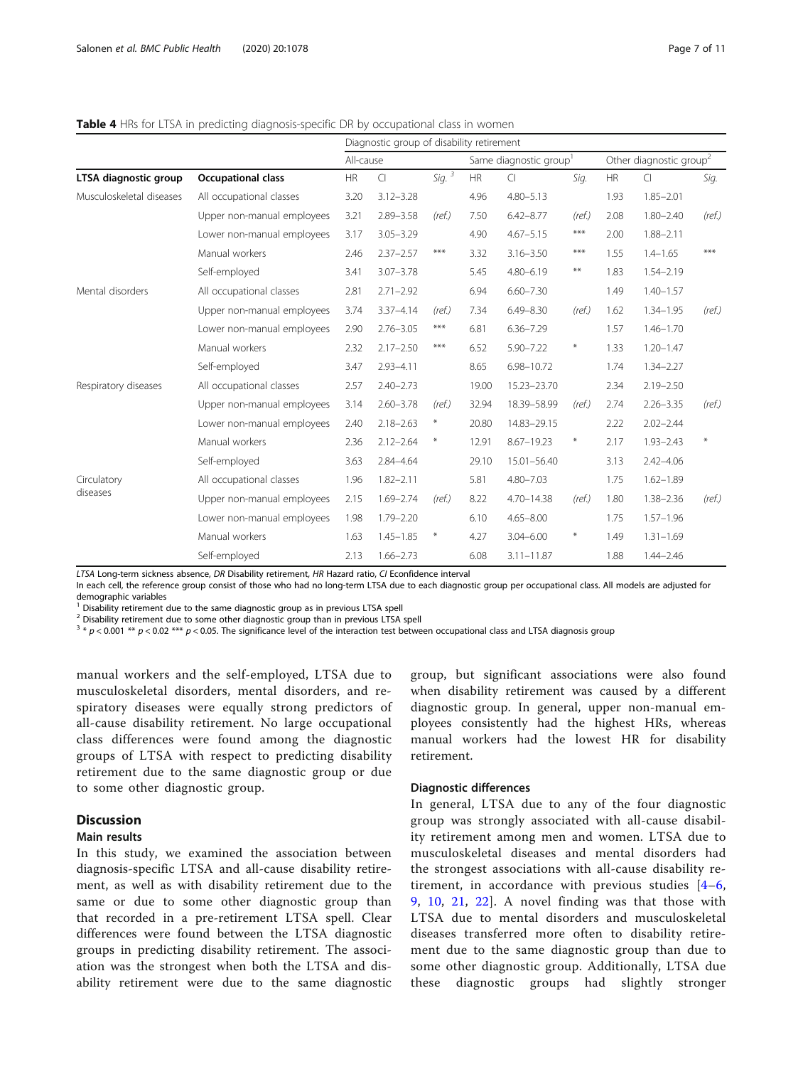**Table 4** HRs for LTSA in predicting diagnosis-specific DR by occupational class in women

| | | Diagnostic group of disability retirement | | | | | | | | |
|---|---|---|---|---|---|---|---|---|---|---|
| | | All-cause | | | Same diagnostic group[1] | | | Other diagnostic group[2] | | |
| **LTSA diagnostic group** | **Occupational class** | HR | CI | *Sig.* [3] | HR | CI | Sig. | HR | CI | Sig. |
| Musculoskeletal diseases | All occupational classes | 3.20 | 3.12–3.28 | | 4.96 | 4.80–5.13 | | 1.93 | 1.85–2.01 | |
| | Upper non-manual employees | 3.21 | 2.89–3.58 | (ref.) | 7.50 | 6.42–8.77 | (ref.) | 2.08 | 1.80–2.40 | (ref.) |
| | Lower non-manual employees | 3.17 | 3.05–3.29 | | 4.90 | 4.67–5.15 | *** | 2.00 | 1.88–2.11 | |
| | Manual workers | 2.46 | 2.37–2.57 | *** | 3.32 | 3.16–3.50 | *** | 1.55 | 1.4–1.65 | *** |
| | Self-employed | 3.41 | 3.07–3.78 | | 5.45 | 4.80–6.19 | ** | 1.83 | 1.54–2.19 | |
| Mental disorders | All occupational classes | 2.81 | 2.71–2.92 | | 6.94 | 6.60–7.30 | | 1.49 | 1.40–1.57 | |
| | Upper non-manual employees | 3.74 | 3.37–4.14 | (ref.) | 7.34 | 6.49–8.30 | (ref.) | 1.62 | 1.34–1.95 | (ref.) |
| | Lower non-manual employees | 2.90 | 2.76–3.05 | *** | 6.81 | 6.36–7.29 | | 1.57 | 1.46–1.70 | |
| | Manual workers | 2.32 | 2.17–2.50 | *** | 6.52 | 5.90–7.22 | * | 1.33 | 1.20–1.47 | |
| | Self-employed | 3.47 | 2.93–4.11 | | 8.65 | 6.98–10.72 | | 1.74 | 1.34–2.27 | |
| Respiratory diseases | All occupational classes | 2.57 | 2.40–2.73 | | 19.00 | 15.23–23.70 | | 2.34 | 2.19–2.50 | |
| | Upper non-manual employees | 3.14 | 2.60–3.78 | (ref.) | 32.94 | 18.39–58.99 | (ref.) | 2.74 | 2.26–3.35 | (ref.) |
| | Lower non-manual employees | 2.40 | 2.18–2.63 | * | 20.80 | 14.83–29.15 | | 2.22 | 2.02–2.44 | |
| | Manual workers | 2.36 | 2.12–2.64 | * | 12.91 | 8.67–19.23 | * | 2.17 | 1.93–2.43 | * |
| | Self-employed | 3.63 | 2.84–4.64 | | 29.10 | 15.01–56.40 | | 3.13 | 2.42–4.06 | |
| Circulatory diseases | All occupational classes | 1.96 | 1.82–2.11 | | 5.81 | 4.80–7.03 | | 1.75 | 1.62–1.89 | |
| | Upper non-manual employees | 2.15 | 1.69–2.74 | (ref.) | 8.22 | 4.70–14.38 | (ref.) | 1.80 | 1.38–2.36 | (ref.) |
| | Lower non-manual employees | 1.98 | 1.79–2.20 | | 6.10 | 4.65–8.00 | | 1.75 | 1.57–1.96 | |
| | Manual workers | 1.63 | 1.45–1.85 | * | 4.27 | 3.04–6.00 | * | 1.49 | 1.31–1.69 | |
| | Self-employed | 2.13 | 1.66–2.73 | | 6.08 | 3.11–11.87 | | 1.88 | 1.44–2.46 | |

*LTSA* Long-term sickness absence, *DR* Disability retirement, *HR* Hazard ratio, *CI* Econfidence interval

In each cell, the reference group consist of those who had no long-term LTSA due to each diagnostic group per occupational class. All models are adjusted for demographic variables

[1] Disability retirement due to the same diagnostic group as in previous LTSA spell

[2] Disability retirement due to some other diagnostic group than in previous LTSA spell

[3] * $p < 0.001$ ** $p < 0.02$ *** $p < 0.05$. The significance level of the interaction test between occupational class and LTSA diagnosis group

manual workers and the self-employed, LTSA due to musculoskeletal disorders, mental disorders, and respiratory diseases were equally strong predictors of all-cause disability retirement. No large occupational class differences were found among the diagnostic groups of LTSA with respect to predicting disability retirement due to the same diagnostic group or due to some other diagnostic group.

## Discussion

### Main results

In this study, we examined the association between diagnosis-specific LTSA and all-cause disability retirement, as well as with disability retirement due to the same or due to some other diagnostic group than that recorded in a pre-retirement LTSA spell. Clear differences were found between the LTSA diagnostic groups in predicting disability retirement. The association was the strongest when both the LTSA and disability retirement were due to the same diagnostic group, but significant associations were also found when disability retirement was caused by a different diagnostic group. In general, upper non-manual employees consistently had the highest HRs, whereas manual workers had the lowest HR for disability retirement.

### Diagnostic differences

In general, LTSA due to any of the four diagnostic group was strongly associated with all-cause disability retirement among men and women. LTSA due to musculoskeletal diseases and mental disorders had the strongest associations with all-cause disability retirement, in accordance with previous studies [4–6, 9, 10, 21, 22]. A novel finding was that those with LTSA due to mental disorders and musculoskeletal diseases transferred more often to disability retirement due to the same diagnostic group than due to some other diagnostic group. Additionally, LTSA due these diagnostic groups had slightly stronger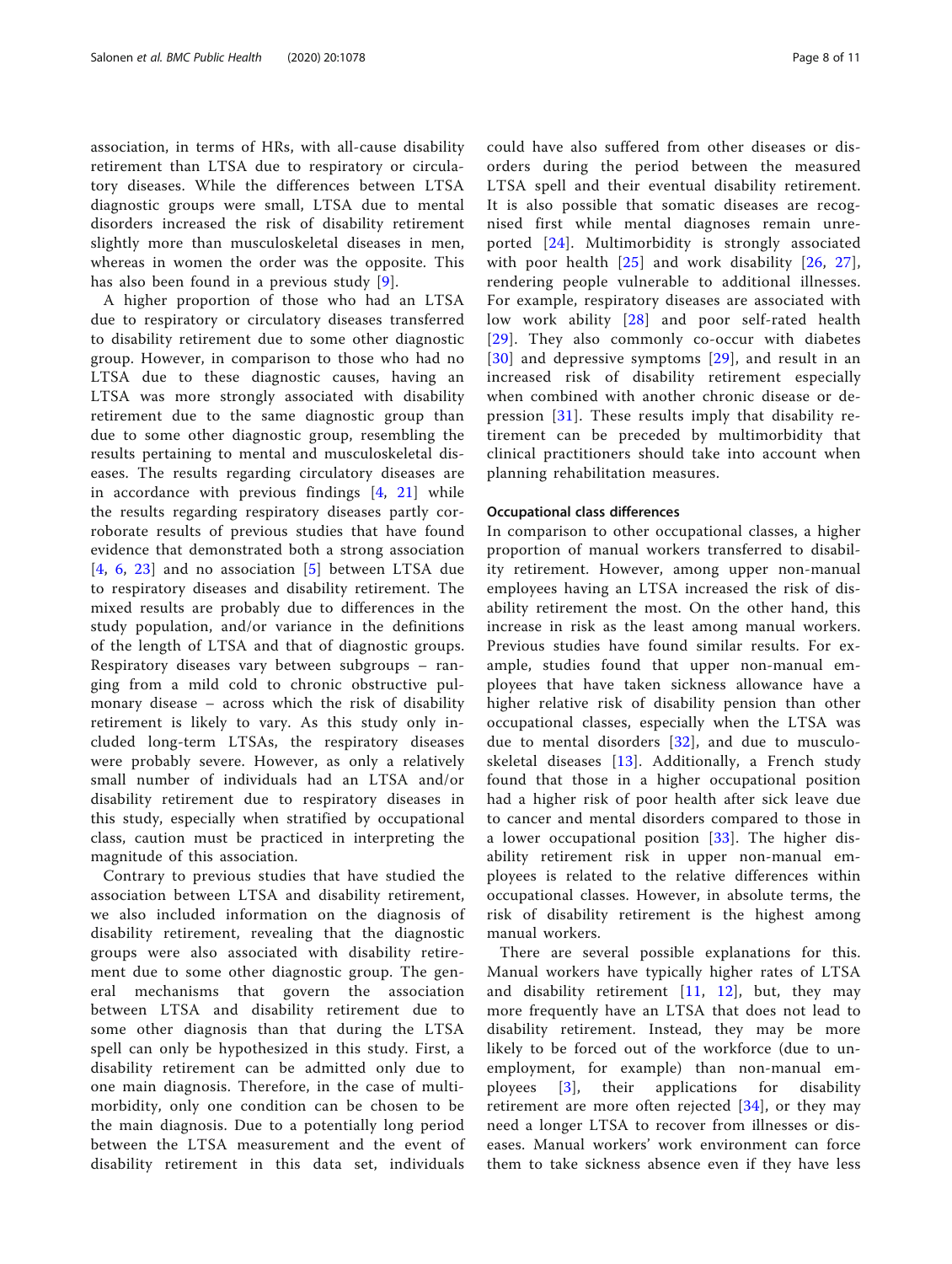association, in terms of HRs, with all-cause disability retirement than LTSA due to respiratory or circulatory diseases. While the differences between LTSA diagnostic groups were small, LTSA due to mental disorders increased the risk of disability retirement slightly more than musculoskeletal diseases in men, whereas in women the order was the opposite. This has also been found in a previous study [9].

A higher proportion of those who had an LTSA due to respiratory or circulatory diseases transferred to disability retirement due to some other diagnostic group. However, in comparison to those who had no LTSA due to these diagnostic causes, having an LTSA was more strongly associated with disability retirement due to the same diagnostic group than due to some other diagnostic group, resembling the results pertaining to mental and musculoskeletal diseases. The results regarding circulatory diseases are in accordance with previous findings [4, 21] while the results regarding respiratory diseases partly corroborate results of previous studies that have found evidence that demonstrated both a strong association [4, 6, 23] and no association [5] between LTSA due to respiratory diseases and disability retirement. The mixed results are probably due to differences in the study population, and/or variance in the definitions of the length of LTSA and that of diagnostic groups. Respiratory diseases vary between subgroups – ranging from a mild cold to chronic obstructive pulmonary disease – across which the risk of disability retirement is likely to vary. As this study only included long-term LTSAs, the respiratory diseases were probably severe. However, as only a relatively small number of individuals had an LTSA and/or disability retirement due to respiratory diseases in this study, especially when stratified by occupational class, caution must be practiced in interpreting the magnitude of this association.

Contrary to previous studies that have studied the association between LTSA and disability retirement, we also included information on the diagnosis of disability retirement, revealing that the diagnostic groups were also associated with disability retirement due to some other diagnostic group. The general mechanisms that govern the association between LTSA and disability retirement due to some other diagnosis than that during the LTSA spell can only be hypothesized in this study. First, a disability retirement can be admitted only due to one main diagnosis. Therefore, in the case of multimorbidity, only one condition can be chosen to be the main diagnosis. Due to a potentially long period between the LTSA measurement and the event of disability retirement in this data set, individuals could have also suffered from other diseases or disorders during the period between the measured LTSA spell and their eventual disability retirement. It is also possible that somatic diseases are recognised first while mental diagnoses remain unreported [24]. Multimorbidity is strongly associated with poor health [25] and work disability [26, 27], rendering people vulnerable to additional illnesses. For example, respiratory diseases are associated with low work ability [28] and poor self-rated health [29]. They also commonly co-occur with diabetes [30] and depressive symptoms [29], and result in an increased risk of disability retirement especially when combined with another chronic disease or depression [31]. These results imply that disability retirement can be preceded by multimorbidity that clinical practitioners should take into account when planning rehabilitation measures.

### Occupational class differences

In comparison to other occupational classes, a higher proportion of manual workers transferred to disability retirement. However, among upper non-manual employees having an LTSA increased the risk of disability retirement the most. On the other hand, this increase in risk as the least among manual workers. Previous studies have found similar results. For example, studies found that upper non-manual employees that have taken sickness allowance have a higher relative risk of disability pension than other occupational classes, especially when the LTSA was due to mental disorders [32], and due to musculoskeletal diseases [13]. Additionally, a French study found that those in a higher occupational position had a higher risk of poor health after sick leave due to cancer and mental disorders compared to those in a lower occupational position [33]. The higher disability retirement risk in upper non-manual employees is related to the relative differences within occupational classes. However, in absolute terms, the risk of disability retirement is the highest among manual workers.

There are several possible explanations for this. Manual workers have typically higher rates of LTSA and disability retirement [11, 12], but, they may more frequently have an LTSA that does not lead to disability retirement. Instead, they may be more likely to be forced out of the workforce (due to unemployment, for example) than non-manual employees [3], their applications for disability retirement are more often rejected [34], or they may need a longer LTSA to recover from illnesses or diseases. Manual workers' work environment can force them to take sickness absence even if they have less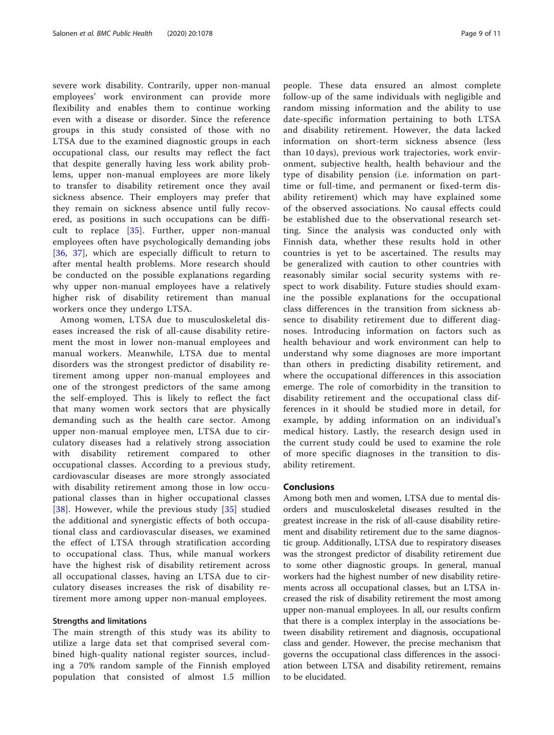severe work disability. Contrarily, upper non-manual employees' work environment can provide more flexibility and enables them to continue working even with a disease or disorder. Since the reference groups in this study consisted of those with no LTSA due to the examined diagnostic groups in each occupational class, our results may reflect the fact that despite generally having less work ability problems, upper non-manual employees are more likely to transfer to disability retirement once they avail sickness absence. Their employers may prefer that they remain on sickness absence until fully recovered, as positions in such occupations can be difficult to replace [35]. Further, upper non-manual employees often have psychologically demanding jobs [36, 37], which are especially difficult to return to after mental health problems. More research should be conducted on the possible explanations regarding why upper non-manual employees have a relatively higher risk of disability retirement than manual workers once they undergo LTSA.

Among women, LTSA due to musculoskeletal diseases increased the risk of all-cause disability retirement the most in lower non-manual employees and manual workers. Meanwhile, LTSA due to mental disorders was the strongest predictor of disability retirement among upper non-manual employees and one of the strongest predictors of the same among the self-employed. This is likely to reflect the fact that many women work sectors that are physically demanding such as the health care sector. Among upper non-manual employee men, LTSA due to circulatory diseases had a relatively strong association with disability retirement compared to other occupational classes. According to a previous study, cardiovascular diseases are more strongly associated with disability retirement among those in low occupational classes than in higher occupational classes [38]. However, while the previous study [35] studied the additional and synergistic effects of both occupational class and cardiovascular diseases, we examined the effect of LTSA through stratification according to occupational class. Thus, while manual workers have the highest risk of disability retirement across all occupational classes, having an LTSA due to circulatory diseases increases the risk of disability retirement more among upper non-manual employees.

### Strengths and limitations

The main strength of this study was its ability to utilize a large data set that comprised several combined high-quality national register sources, including a 70% random sample of the Finnish employed population that consisted of almost 1.5 million people. These data ensured an almost complete follow-up of the same individuals with negligible and random missing information and the ability to use date-specific information pertaining to both LTSA and disability retirement. However, the data lacked information on short-term sickness absence (less than 10 days), previous work trajectories, work environment, subjective health, health behaviour and the type of disability pension (i.e. information on part-time or full-time, and permanent or fixed-term disability retirement) which may have explained some of the observed associations. No causal effects could be established due to the observational research setting. Since the analysis was conducted only with Finnish data, whether these results hold in other countries is yet to be ascertained. The results may be generalized with caution to other countries with reasonably similar social security systems with respect to work disability. Future studies should examine the possible explanations for the occupational class differences in the transition from sickness absence to disability retirement due to different diagnoses. Introducing information on factors such as health behaviour and work environment can help to understand why some diagnoses are more important than others in predicting disability retirement, and where the occupational differences in this association emerge. The role of comorbidity in the transition to disability retirement and the occupational class differences in it should be studied more in detail, for example, by adding information on an individual's medical history. Lastly, the research design used in the current study could be used to examine the role of more specific diagnoses in the transition to disability retirement.

## Conclusions

Among both men and women, LTSA due to mental disorders and musculoskeletal diseases resulted in the greatest increase in the risk of all-cause disability retirement and disability retirement due to the same diagnostic group. Additionally, LTSA due to respiratory diseases was the strongest predictor of disability retirement due to some other diagnostic groups. In general, manual workers had the highest number of new disability retirements across all occupational classes, but an LTSA increased the risk of disability retirement the most among upper non-manual employees. In all, our results confirm that there is a complex interplay in the associations between disability retirement and diagnosis, occupational class and gender. However, the precise mechanism that governs the occupational class differences in the association between LTSA and disability retirement, remains to be elucidated.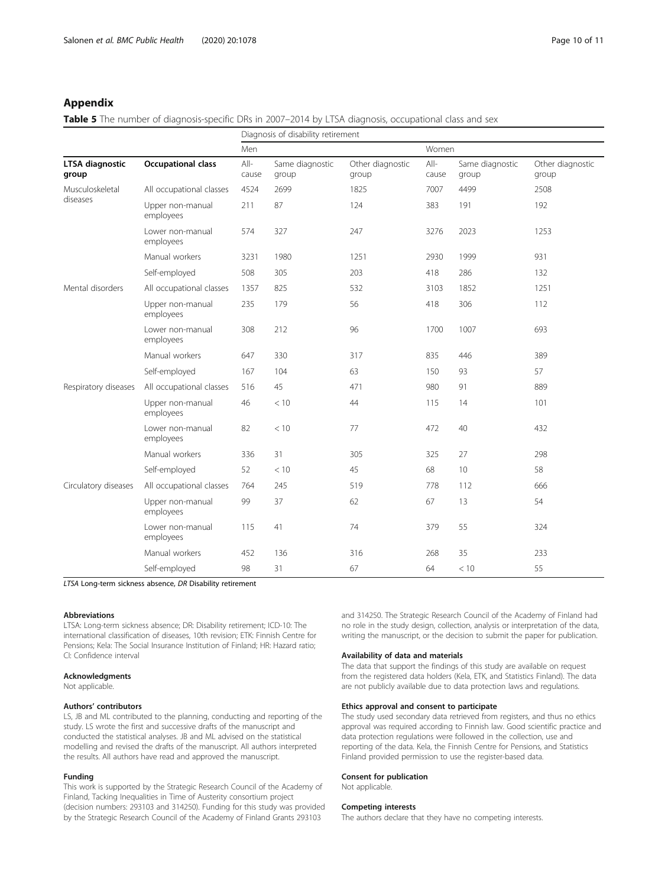## Appendix

**Table 5** The number of diagnosis-specific DRs in 2007–2014 by LTSA diagnosis, occupational class and sex

| | | Diagnosis of disability retirement | | | | | |
|---|---|---|---|---|---|---|---|
| | | Men | | | Women | | |
| **LTSA diagnostic group** | **Occupational class** | All-cause | Same diagnostic group | Other diagnostic group | All-cause | Same diagnostic group | Other diagnostic group |
| Musculoskeletal diseases | All occupational classes | 4524 | 2699 | 1825 | 7007 | 4499 | 2508 |
| | Upper non-manual employees | 211 | 87 | 124 | 383 | 191 | 192 |
| | Lower non-manual employees | 574 | 327 | 247 | 3276 | 2023 | 1253 |
| | Manual workers | 3231 | 1980 | 1251 | 2930 | 1999 | 931 |
| | Self-employed | 508 | 305 | 203 | 418 | 286 | 132 |
| Mental disorders | All occupational classes | 1357 | 825 | 532 | 3103 | 1852 | 1251 |
| | Upper non-manual employees | 235 | 179 | 56 | 418 | 306 | 112 |
| | Lower non-manual employees | 308 | 212 | 96 | 1700 | 1007 | 693 |
| | Manual workers | 647 | 330 | 317 | 835 | 446 | 389 |
| | Self-employed | 167 | 104 | 63 | 150 | 93 | 57 |
| Respiratory diseases | All occupational classes | 516 | 45 | 471 | 980 | 91 | 889 |
| | Upper non-manual employees | 46 | < 10 | 44 | 115 | 14 | 101 |
| | Lower non-manual employees | 82 | < 10 | 77 | 472 | 40 | 432 |
| | Manual workers | 336 | 31 | 305 | 325 | 27 | 298 |
| | Self-employed | 52 | < 10 | 45 | 68 | 10 | 58 |
| Circulatory diseases | All occupational classes | 764 | 245 | 519 | 778 | 112 | 666 |
| | Upper non-manual employees | 99 | 37 | 62 | 67 | 13 | 54 |
| | Lower non-manual employees | 115 | 41 | 74 | 379 | 55 | 324 |
| | Manual workers | 452 | 136 | 316 | 268 | 35 | 233 |
| | Self-employed | 98 | 31 | 67 | 64 | < 10 | 55 |

*LTSA* Long-term sickness absence, *DR* Disability retirement

#### Abbreviations

LTSA: Long-term sickness absence; DR: Disability retirement; ICD-10: The international classification of diseases, 10th revision; ETK: Finnish Centre for Pensions; Kela: The Social Insurance Institution of Finland; HR: Hazard ratio; CI: Confidence interval

#### Acknowledgments

Not applicable.

#### Authors' contributors

LS, JB and ML contributed to the planning, conducting and reporting of the study. LS wrote the first and successive drafts of the manuscript and conducted the statistical analyses. JB and ML advised on the statistical modelling and revised the drafts of the manuscript. All authors interpreted the results. All authors have read and approved the manuscript.

#### Funding

This work is supported by the Strategic Research Council of the Academy of Finland, Tacking Inequalities in Time of Austerity consortium project (decision numbers: 293103 and 314250). Funding for this study was provided by the Strategic Research Council of the Academy of Finland Grants 293103 and 314250. The Strategic Research Council of the Academy of Finland had no role in the study design, collection, analysis or interpretation of the data, writing the manuscript, or the decision to submit the paper for publication.

#### Availability of data and materials

The data that support the findings of this study are available on request from the registered data holders (Kela, ETK, and Statistics Finland). The data are not publicly available due to data protection laws and regulations.

#### Ethics approval and consent to participate

The study used secondary data retrieved from registers, and thus no ethics approval was required according to Finnish law. Good scientific practice and data protection regulations were followed in the collection, use and reporting of the data. Kela, the Finnish Centre for Pensions, and Statistics Finland provided permission to use the register-based data.

#### Consent for publication

Not applicable.

#### Competing interests

The authors declare that they have no competing interests.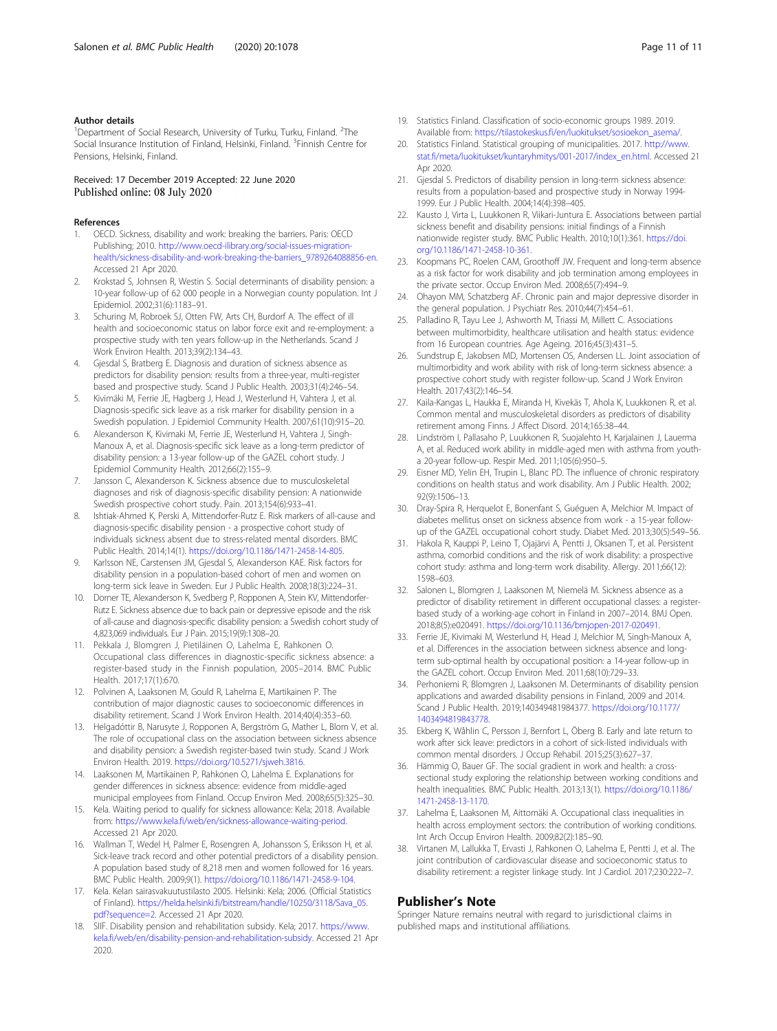## Author details

[1]Department of Social Research, University of Turku, Turku, Finland. [2]The Social Insurance Institution of Finland, Helsinki, Finland. [3]Finnish Centre for Pensions, Helsinki, Finland.

Received: 17 December 2019 Accepted: 22 June 2020
Published online: 08 July 2020

## References

1. OECD. Sickness, disability and work: breaking the barriers. Paris: OECD Publishing; 2010. http://www.oecd-ilibrary.org/social-issues-migration-health/sickness-disability-and-work-breaking-the-barriers_9789264088856-en. Accessed 21 Apr 2020.
2. Krokstad S, Johnsen R, Westin S. Social determinants of disability pension: a 10-year follow-up of 62 000 people in a Norwegian county population. Int J Epidemiol. 2002;31(6):1183–91.
3. Schuring M, Robroek SJ, Otten FW, Arts CH, Burdorf A. The effect of ill health and socioeconomic status on labor force exit and re-employment: a prospective study with ten years follow-up in the Netherlands. Scand J Work Environ Health. 2013;39(2):134–43.
4. Gjesdal S, Bratberg E. Diagnosis and duration of sickness absence as predictors for disability pension: results from a three-year, multi-register based and prospective study. Scand J Public Health. 2003;31(4):246–54.
5. Kivimäki M, Ferrie JE, Hagberg J, Head J, Westerlund H, Vahtera J, et al. Diagnosis-specific sick leave as a risk marker for disability pension in a Swedish population. J Epidemiol Community Health. 2007;61(10):915–20.
6. Alexanderson K, Kivimaki M, Ferrie JE, Westerlund H, Vahtera J, Singh-Manoux A, et al. Diagnosis-specific sick leave as a long-term predictor of disability pension: a 13-year follow-up of the GAZEL cohort study. J Epidemiol Community Health. 2012;66(2):155–9.
7. Jansson C, Alexanderson K. Sickness absence due to musculoskeletal diagnoses and risk of diagnosis-specific disability pension: A nationwide Swedish prospective cohort study. Pain. 2013;154(6):933–41.
8. Ishtiak-Ahmed K, Perski A, Mittendorfer-Rutz E. Risk markers of all-cause and diagnosis-specific disability pension - a prospective cohort study of individuals sickness absent due to stress-related mental disorders. BMC Public Health. 2014;14(1). https://doi.org/10.1186/1471-2458-14-805.
9. Karlsson NE, Carstensen JM, Gjesdal S, Alexanderson KAE. Risk factors for disability pension in a population-based cohort of men and women on long-term sick leave in Sweden. Eur J Public Health. 2008;18(3):224–31.
10. Dorner TE, Alexanderson K, Svedberg P, Ropponen A, Stein KV, Mittendorfer-Rutz E. Sickness absence due to back pain or depressive episode and the risk of all-cause and diagnosis-specific disability pension: A Swedish cohort study of 4,823,069 individuals. Eur J Pain. 2015;19(9):1308–20.
11. Pekkala J, Blomgren J, Pietiläinen O, Lahelma E, Rahkonen O. Occupational class differences in diagnostic-specific sickness absence: a register-based study in the Finnish population, 2005–2014. BMC Public Health. 2017;17(1):670.
12. Polvinen A, Laaksonen M, Gould R, Lahelma E, Martikainen P. The contribution of major diagnostic causes to socioeconomic differences in disability retirement. Scand J Work Environ Health. 2014;40(4):353–60.
13. Helgadóttir B, Narusyte J, Ropponen A, Bergström G, Mather L, Blom V, et al. The role of occupational class on the association between sickness absence and disability pension: a Swedish register-based twin study. Scand J Work Environ Health. 2019. https://doi.org/10.5271/sjweh.3816.
14. Laaksonen M, Martikainen P, Rahkonen O, Lahelma E. Explanations for gender differences in sickness absence: evidence from middle-aged municipal employees from Finland. Occup Environ Med. 2008;65(5):325–30.
15. Kela. Waiting period to qualify for sickness allowance: Kela; 2018. Available from: https://www.kela.fi/web/en/sickness-allowance-waiting-period. Accessed 21 Apr 2020.
16. Wallman T, Wedel H, Palmer E, Rosengren A, Johansson S, Eriksson H, et al. Sick-leave track record and other potential predictors of a disability pension. A population based study of 8,218 men and women followed for 16 years. BMC Public Health. 2009;9(1). https://doi.org/10.1186/1471-2458-9-104.
17. Kela. Kelan sairasvakuutustilasto 2005. Helsinki: Kela; 2006. (Official Statistics of Finland). https://helda.helsinki.fi/bitstream/handle/10250/3118/Sava_05.pdf?sequence=2. Accessed 21 Apr 2020.
18. SIIF. Disability pension and rehabilitation subsidy. Kela; 2017. https://www.kela.fi/web/en/disability-pension-and-rehabilitation-subsidy. Accessed 21 Apr 2020.
19. Statistics Finland. Classification of socio-economic groups 1989. 2019. Available from: https://tilastokeskus.fi/en/luokitukset/sosioekon_asema/.
20. Statistics Finland. Statistical grouping of municipalities. 2017. http://www.stat.fi/meta/luokitukset/kuntaryhmitys/001-2017/index_en.html. Accessed 21 Apr 2020.
21. Gjesdal S. Predictors of disability pension in long-term sickness absence: results from a population-based and prospective study in Norway 1994-1999. Eur J Public Health. 2004;14(4):398–405.
22. Kausto J, Virta L, Luukkonen R, Viikari-Juntura E. Associations between partial sickness benefit and disability pensions: initial findings of a Finnish nationwide register study. BMC Public Health. 2010;10(1):361. https://doi.org/10.1186/1471-2458-10-361.
23. Koopmans PC, Roelen CAM, Groothoff JW. Frequent and long-term absence as a risk factor for work disability and job termination among employees in the private sector. Occup Environ Med. 2008;65(7):494–9.
24. Ohayon MM, Schatzberg AF. Chronic pain and major depressive disorder in the general population. J Psychiatr Res. 2010;44(7):454–61.
25. Palladino R, Tayu Lee J, Ashworth M, Triassi M, Millett C. Associations between multimorbidity, healthcare utilisation and health status: evidence from 16 European countries. Age Ageing. 2016;45(3):431–5.
26. Sundstrup E, Jakobsen MD, Mortensen OS, Andersen LL. Joint association of multimorbidity and work ability with risk of long-term sickness absence: a prospective cohort study with register follow-up. Scand J Work Environ Health. 2017;43(2):146–54.
27. Kaila-Kangas L, Haukka E, Miranda H, Kivekäs T, Ahola K, Luukkonen R, et al. Common mental and musculoskeletal disorders as predictors of disability retirement among Finns. J Affect Disord. 2014;165:38–44.
28. Lindström I, Pallasaho P, Luukkonen R, Suojalehto H, Karjalainen J, Lauerma A, et al. Reduced work ability in middle-aged men with asthma from youth-a 20-year follow-up. Respir Med. 2011;105(6):950–5.
29. Eisner MD, Yelin EH, Trupin L, Blanc PD. The influence of chronic respiratory conditions on health status and work disability. Am J Public Health. 2002;92(9):1506–13.
30. Dray-Spira R, Herquelot E, Bonenfant S, Guéguen A, Melchior M. Impact of diabetes mellitus onset on sickness absence from work - a 15-year follow-up of the GAZEL occupational cohort study. Diabet Med. 2013;30(5):549–56.
31. Hakola R, Kauppi P, Leino T, Ojajärvi A, Pentti J, Oksanen T, et al. Persistent asthma, comorbid conditions and the risk of work disability: a prospective cohort study: asthma and long-term work disability. Allergy. 2011;66(12):1598–603.
32. Salonen L, Blomgren J, Laaksonen M, Niemelä M. Sickness absence as a predictor of disability retirement in different occupational classes: a register-based study of a working-age cohort in Finland in 2007–2014. BMJ Open. 2018;8(5):e020491. https://doi.org/10.1136/bmjopen-2017-020491.
33. Ferrie JE, Kivimaki M, Westerlund H, Head J, Melchior M, Singh-Manoux A, et al. Differences in the association between sickness absence and long-term sub-optimal health by occupational position: a 14-year follow-up in the GAZEL cohort. Occup Environ Med. 2011;68(10):729–33.
34. Perhoniemi R, Blomgren J, Laaksonen M. Determinants of disability pension applications and awarded disability pensions in Finland, 2009 and 2014. Scand J Public Health. 2019;140349481984377. https://doi.org/10.1177/1403494819843778.
35. Ekberg K, Wåhlin C, Persson J, Bernfort L, Öberg B. Early and late return to work after sick leave: predictors in a cohort of sick-listed individuals with common mental disorders. J Occup Rehabil. 2015;25(3):627–37.
36. Hämmig O, Bauer GF. The social gradient in work and health: a cross-sectional study exploring the relationship between working conditions and health inequalities. BMC Public Health. 2013;13(1). https://doi.org/10.1186/1471-2458-13-1170.
37. Lahelma E, Laaksonen M, Aittomäki A. Occupational class inequalities in health across employment sectors: the contribution of working conditions. Int Arch Occup Environ Health. 2009;82(2):185–90.
38. Virtanen M, Lallukka T, Ervasti J, Rahkonen O, Lahelma E, Pentti J, et al. The joint contribution of cardiovascular disease and socioeconomic status to disability retirement: a register linkage study. Int J Cardiol. 2017;230:222–7.

## Publisher's Note

Springer Nature remains neutral with regard to jurisdictional claims in published maps and institutional affiliations.